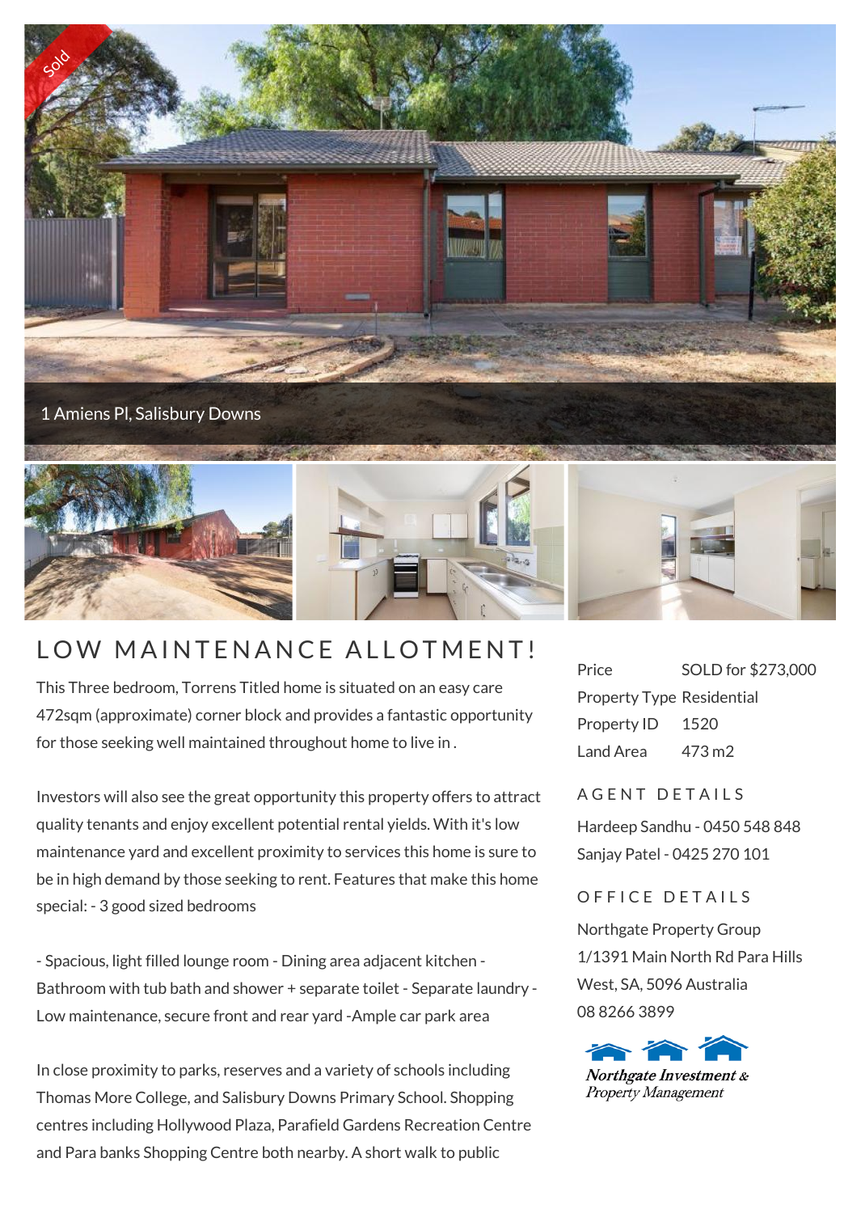1 Amiens Pl, Salisbury Downs

# LOW MAINTENANCE ALLOTMENT!

This Three bedroom, Torrens Titled home is situated on an easy care 472sqm (approximate) corner block and provides a fantastic opportunity for those seeking well maintained throughout home to live in .

Investors will also see the great opportunity this property offers to attract quality tenants and enjoy excellent potential rental yields. With it's low maintenance yard and excellent proximity to services this home is sure to be in high demand by those seeking to rent. Features that make this home special: - 3 good sized bedrooms

- Spacious, light filled lounge room - Dining area adjacent kitchen - Bathroom with tub bath and shower + separate toilet - Separate laundry - Low maintenance, secure front and rear yard -Ample car park area

In close proximity to parks, reserves and a variety of schools including Thomas More College, and Salisbury Downs Primary School. Shopping centres including Hollywood Plaza, Parafield Gardens Recreation Centre and Para banks Shopping Centre both nearby. A short walk to public

| | |
|---|---|
| Price | SOLD for $273,000 |
| Property Type | Residential |
| Property ID | 1520 |
| Land Area | 473 m2 |

## AGENT DETAILS

Hardeep Sandhu - 0450 548 848
Sanjay Patel - 0425 270 101

## OFFICE DETAILS

Northgate Property Group
1/1391 Main North Rd Para Hills West, SA, 5096 Australia
08 8266 3899

Northgate Investment & Property Management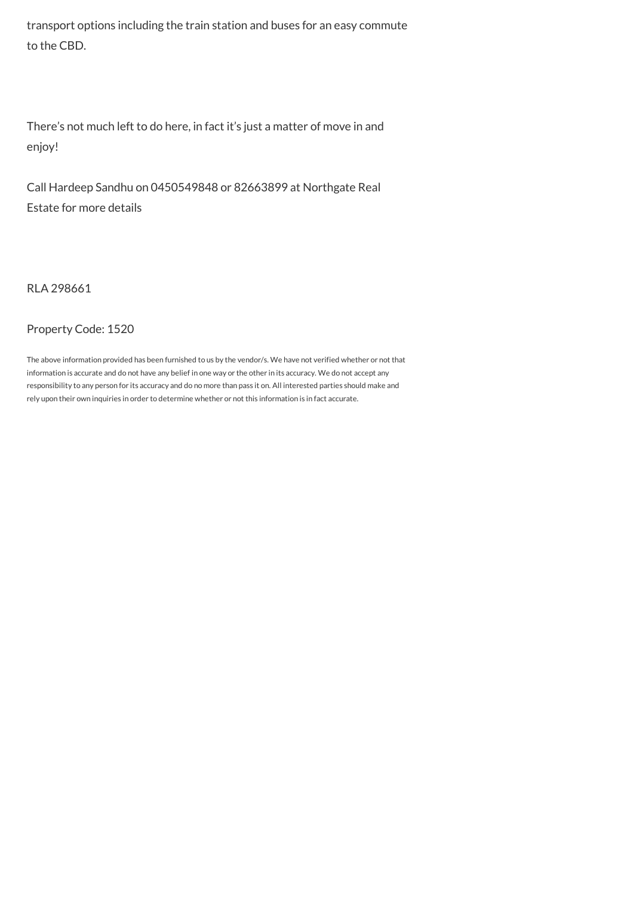transport options including the train station and buses for an easy commute to the CBD.

There's not much left to do here, in fact it's just a matter of move in and enjoy!

Call Hardeep Sandhu on 0450549848 or 82663899 at Northgate Real Estate for more details

RLA 298661

Property Code: 1520

The above information provided has been furnished to us by the vendor/s. We have not verified whether or not that information is accurate and do not have any belief in one way or the other in its accuracy. We do not accept any responsibility to any person for its accuracy and do no more than pass it on. All interested parties should make and rely upon their own inquiries in order to determine whether or not this information is in fact accurate.